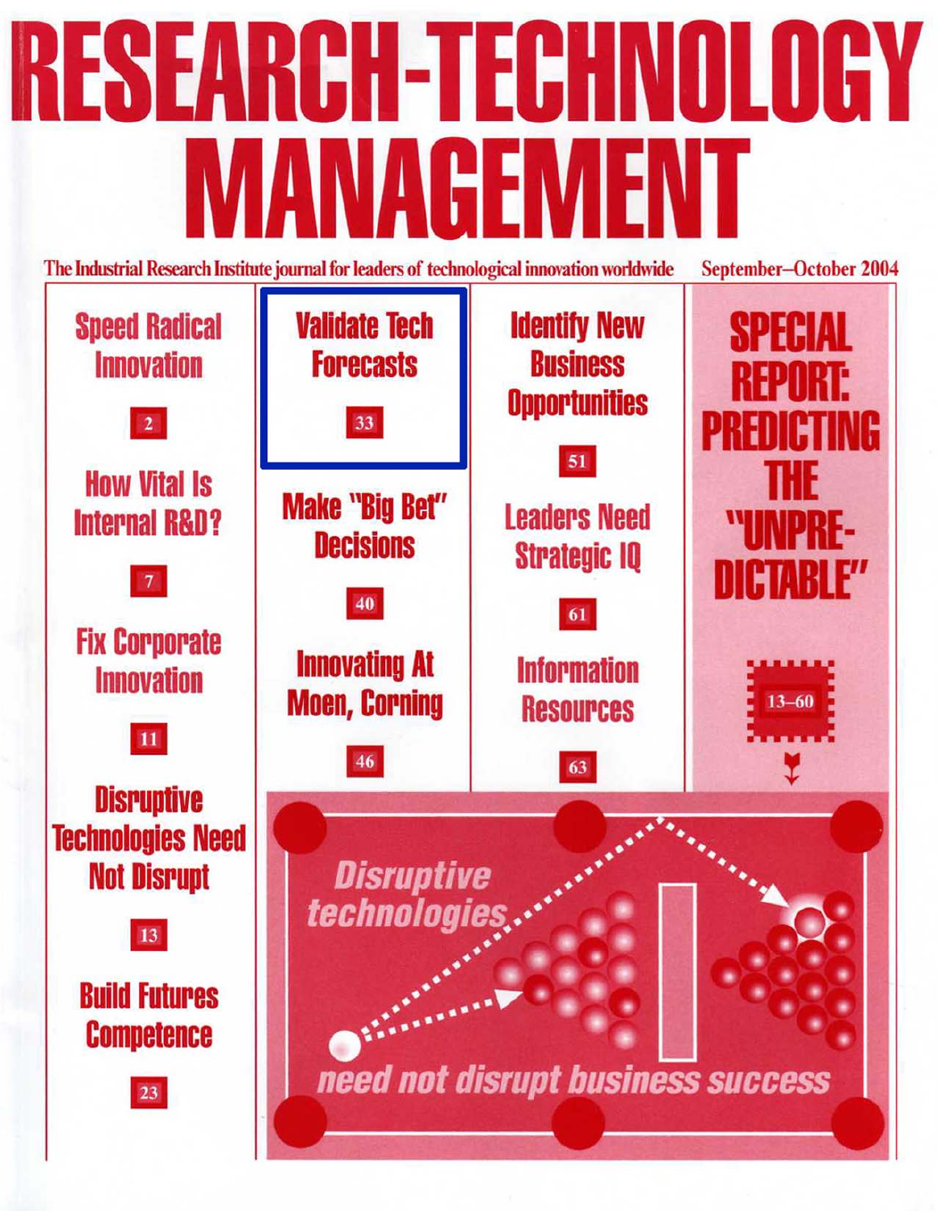# RESEARCH-TECHNOLOGY MANAGEMENT

The Industrial Research Institute journal for leaders of technological innovation worldwide

September–October 2004

**Speed Radical Innovation** 2

**How Vital Is Internal R&D?** 7

**Fix Corporate Innovation** 11

**Disruptive Technologies Need Not Disrupt** 13

**Build Futures Competence** 23

**Validate Tech Forecasts** 33

**Make "Big Bet" Decisions** 40

**Innovating At Moen, Corning** 46

**Identify New Business Opportunities** 51

**Leaders Need Strategic IQ** 61

**Information Resources** 63

## SPECIAL REPORT: PREDICTING THE "UNPREDICTABLE"

13–60

*Disruptive technologies need not disrupt business success*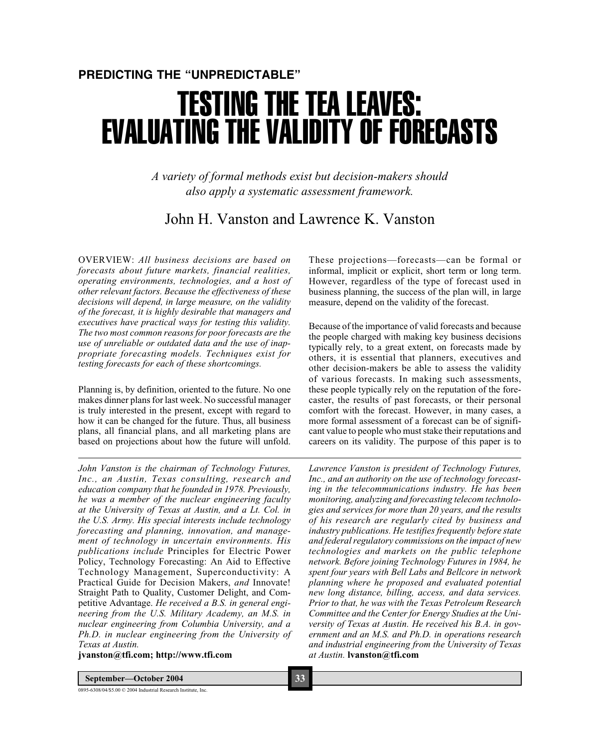**PREDICTING THE "UNPREDICTABLE"**

# TESTING THE TEA LEAVES: EVALUATING THE VALIDITY OF FORECASTS

*A variety of formal methods exist but decision-makers should also apply a systematic assessment framework.*

John H. Vanston and Lawrence K. Vanston

OVERVIEW: *All business decisions are based on forecasts about future markets, financial realities, operating environments, technologies, and a host of other relevant factors. Because the effectiveness of these decisions will depend, in large measure, on the validity of the forecast, it is highly desirable that managers and executives have practical ways for testing this validity. The two most common reasons for poor forecasts are the use of unreliable or outdated data and the use of inappropriate forecasting models. Techniques exist for testing forecasts for each of these shortcomings.*

Planning is, by definition, oriented to the future. No one makes dinner plans for last week. No successful manager is truly interested in the present, except with regard to how it can be changed for the future. Thus, all business plans, all financial plans, and all marketing plans are based on projections about how the future will unfold. These projections—forecasts—can be formal or informal, implicit or explicit, short term or long term. However, regardless of the type of forecast used in business planning, the success of the plan will, in large measure, depend on the validity of the forecast.

Because of the importance of valid forecasts and because the people charged with making key business decisions typically rely, to a great extent, on forecasts made by others, it is essential that planners, executives and other decision-makers be able to assess the validity of various forecasts. In making such assessments, these people typically rely on the reputation of the forecaster, the results of past forecasts, or their personal comfort with the forecast. However, in many cases, a more formal assessment of a forecast can be of significant value to people who must stake their reputations and careers on its validity. The purpose of this paper is to

---

*John Vanston is the chairman of Technology Futures, Inc., an Austin, Texas consulting, research and education company that he founded in 1978. Previously, he was a member of the nuclear engineering faculty at the University of Texas at Austin, and a Lt. Col. in the U.S. Army. His special interests include technology forecasting and planning, innovation, and management of technology in uncertain environments. His publications include* Principles for Electric Power Policy, Technology Forecasting: An Aid to Effective Technology Management, Superconductivity: A Practical Guide for Decision Makers, *and* Innovate! Straight Path to Quality, Customer Delight, and Competitive Advantage. *He received a B.S. in general engineering from the U.S. Military Academy, an M.S. in nuclear engineering from Columbia University, and a Ph.D. in nuclear engineering from the University of Texas at Austin.*
**jvanston@tfi.com; http://www.tfi.com**

*Lawrence Vanston is president of Technology Futures, Inc., and an authority on the use of technology forecasting in the telecommunications industry. He has been monitoring, analyzing and forecasting telecom technologies and services for more than 20 years, and the results of his research are regularly cited by business and industry publications. He testifies frequently before state and federal regulatory commissions on the impact of new technologies and markets on the public telephone network. Before joining Technology Futures in 1984, he spent four years with Bell Labs and Bellcore in network planning where he proposed and evaluated potential new long distance, billing, access, and data services. Prior to that, he was with the Texas Petroleum Research Committee and the Center for Energy Studies at the University of Texas at Austin. He received his B.A. in government and an M.S. and Ph.D. in operations research and industrial engineering from the University of Texas at Austin.* **lvanston@tfi.com**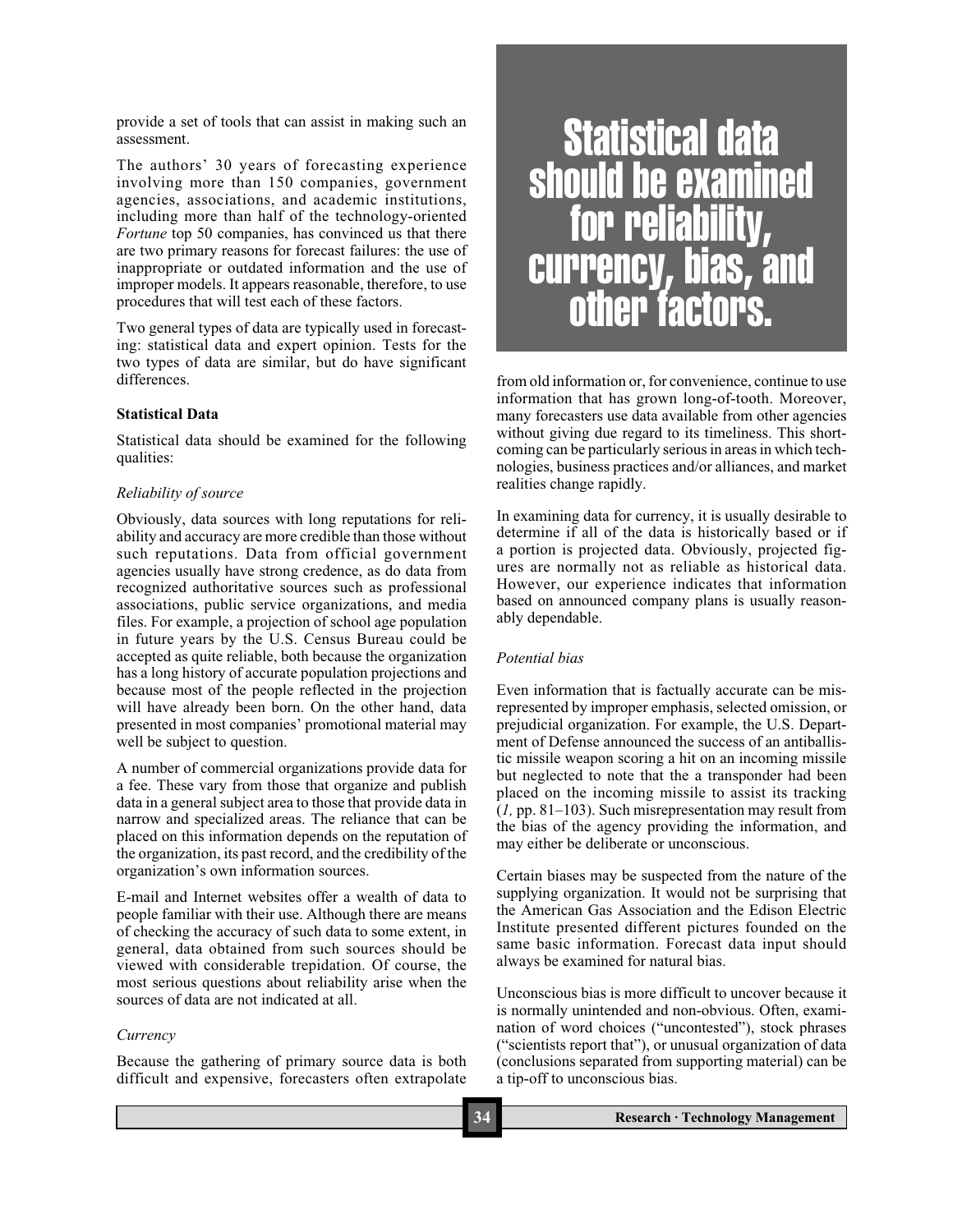provide a set of tools that can assist in making such an assessment.

The authors' 30 years of forecasting experience involving more than 150 companies, government agencies, associations, and academic institutions, including more than half of the technology-oriented *Fortune* top 50 companies, has convinced us that there are two primary reasons for forecast failures: the use of inappropriate or outdated information and the use of improper models. It appears reasonable, therefore, to use procedures that will test each of these factors.

Two general types of data are typically used in forecasting: statistical data and expert opinion. Tests for the two types of data are similar, but do have significant differences.

**Statistical Data**

Statistical data should be examined for the following qualities:

*Reliability of source*

Obviously, data sources with long reputations for reliability and accuracy are more credible than those without such reputations. Data from official government agencies usually have strong credence, as do data from recognized authoritative sources such as professional associations, public service organizations, and media files. For example, a projection of school age population in future years by the U.S. Census Bureau could be accepted as quite reliable, both because the organization has a long history of accurate population projections and because most of the people reflected in the projection will have already been born. On the other hand, data presented in most companies' promotional material may well be subject to question.

A number of commercial organizations provide data for a fee. These vary from those that organize and publish data in a general subject area to those that provide data in narrow and specialized areas. The reliance that can be placed on this information depends on the reputation of the organization, its past record, and the credibility of the organization's own information sources.

E-mail and Internet websites offer a wealth of data to people familiar with their use. Although there are means of checking the accuracy of such data to some extent, in general, data obtained from such sources should be viewed with considerable trepidation. Of course, the most serious questions about reliability arise when the sources of data are not indicated at all.

*Currency*

Because the gathering of primary source data is both difficult and expensive, forecasters often extrapolate from old information or, for convenience, continue to use information that has grown long-of-tooth. Moreover, many forecasters use data available from other agencies without giving due regard to its timeliness. This shortcoming can be particularly serious in areas in which technologies, business practices and/or alliances, and market realities change rapidly.

> **Statistical data should be examined for reliability, currency, bias, and other factors.**

In examining data for currency, it is usually desirable to determine if all of the data is historically based or if a portion is projected data. Obviously, projected figures are normally not as reliable as historical data. However, our experience indicates that information based on announced company plans is usually reasonably dependable.

*Potential bias*

Even information that is factually accurate can be misrepresented by improper emphasis, selected omission, or prejudicial organization. For example, the U.S. Department of Defense announced the success of an antiballistic missile weapon scoring a hit on an incoming missile but neglected to note that the a transponder had been placed on the incoming missile to assist its tracking (*1,* pp. 81–103). Such misrepresentation may result from the bias of the agency providing the information, and may either be deliberate or unconscious.

Certain biases may be suspected from the nature of the supplying organization. It would not be surprising that the American Gas Association and the Edison Electric Institute presented different pictures founded on the same basic information. Forecast data input should always be examined for natural bias.

Unconscious bias is more difficult to uncover because it is normally unintended and non-obvious. Often, examination of word choices ("uncontested"), stock phrases ("scientists report that"), or unusual organization of data (conclusions separated from supporting material) can be a tip-off to unconscious bias.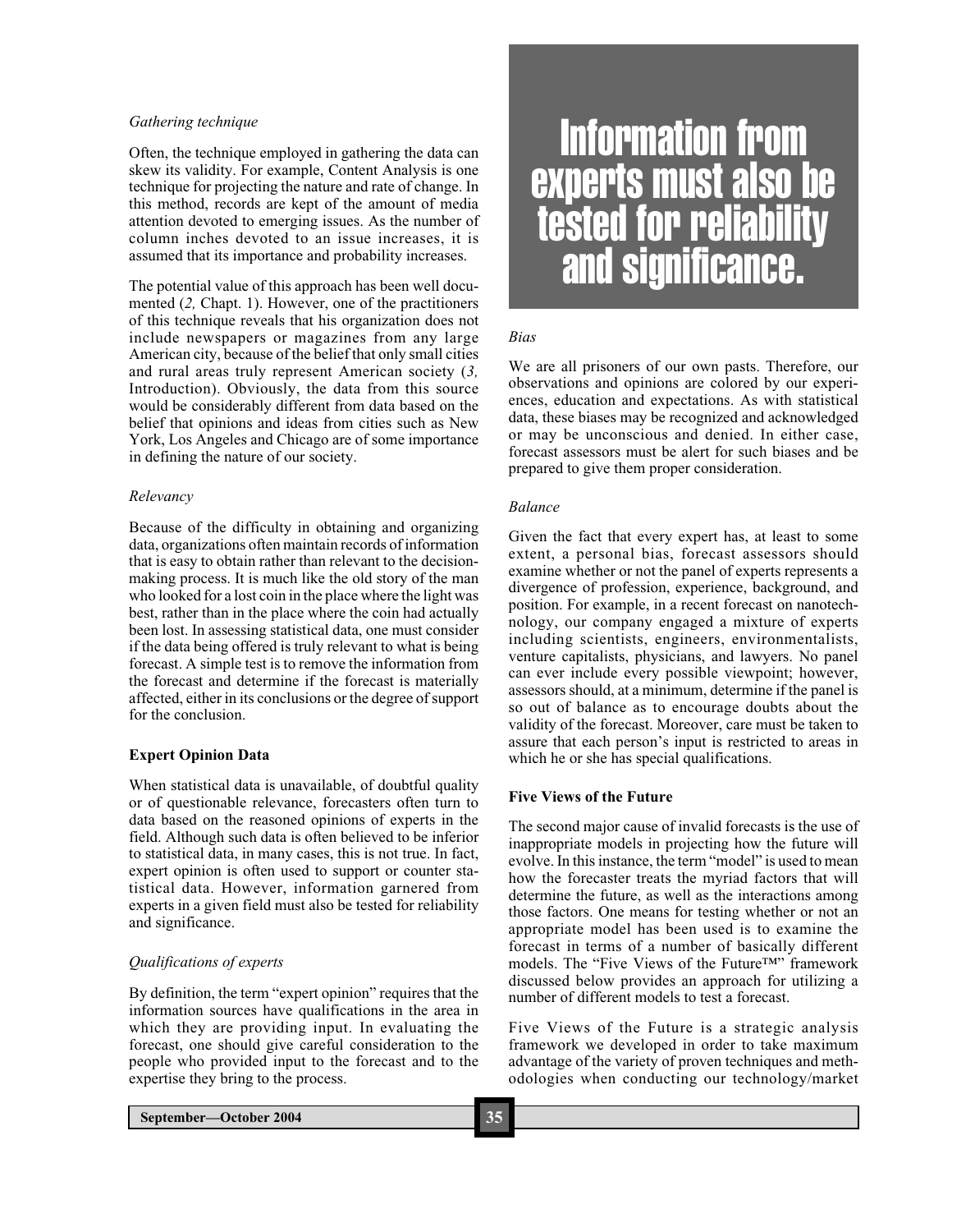*Gathering technique*

Often, the technique employed in gathering the data can skew its validity. For example, Content Analysis is one technique for projecting the nature and rate of change. In this method, records are kept of the amount of media attention devoted to emerging issues. As the number of column inches devoted to an issue increases, it is assumed that its importance and probability increases.

The potential value of this approach has been well documented (*2,* Chapt. 1). However, one of the practitioners of this technique reveals that his organization does not include newspapers or magazines from any large American city, because of the belief that only small cities and rural areas truly represent American society (*3,* Introduction). Obviously, the data from this source would be considerably different from data based on the belief that opinions and ideas from cities such as New York, Los Angeles and Chicago are of some importance in defining the nature of our society.

*Relevancy*

Because of the difficulty in obtaining and organizing data, organizations often maintain records of information that is easy to obtain rather than relevant to the decision-making process. It is much like the old story of the man who looked for a lost coin in the place where the light was best, rather than in the place where the coin had actually been lost. In assessing statistical data, one must consider if the data being offered is truly relevant to what is being forecast. A simple test is to remove the information from the forecast and determine if the forecast is materially affected, either in its conclusions or the degree of support for the conclusion.

**Expert Opinion Data**

When statistical data is unavailable, of doubtful quality or of questionable relevance, forecasters often turn to data based on the reasoned opinions of experts in the field. Although such data is often believed to be inferior to statistical data, in many cases, this is not true. In fact, expert opinion is often used to support or counter statistical data. However, information garnered from experts in a given field must also be tested for reliability and significance.

*Qualifications of experts*

By definition, the term "expert opinion" requires that the information sources have qualifications in the area in which they are providing input. In evaluating the forecast, one should give careful consideration to the people who provided input to the forecast and to the expertise they bring to the process.

**Information from experts must also be tested for reliability and significance.**

*Bias*

We are all prisoners of our own pasts. Therefore, our observations and opinions are colored by our experiences, education and expectations. As with statistical data, these biases may be recognized and acknowledged or may be unconscious and denied. In either case, forecast assessors must be alert for such biases and be prepared to give them proper consideration.

*Balance*

Given the fact that every expert has, at least to some extent, a personal bias, forecast assessors should examine whether or not the panel of experts represents a divergence of profession, experience, background, and position. For example, in a recent forecast on nanotechnology, our company engaged a mixture of experts including scientists, engineers, environmentalists, venture capitalists, physicians, and lawyers. No panel can ever include every possible viewpoint; however, assessors should, at a minimum, determine if the panel is so out of balance as to encourage doubts about the validity of the forecast. Moreover, care must be taken to assure that each person's input is restricted to areas in which he or she has special qualifications.

**Five Views of the Future**

The second major cause of invalid forecasts is the use of inappropriate models in projecting how the future will evolve. In this instance, the term "model" is used to mean how the forecaster treats the myriad factors that will determine the future, as well as the interactions among those factors. One means for testing whether or not an appropriate model has been used is to examine the forecast in terms of a number of basically different models. The "Five Views of the Future™" framework discussed below provides an approach for utilizing a number of different models to test a forecast.

Five Views of the Future is a strategic analysis framework we developed in order to take maximum advantage of the variety of proven techniques and methodologies when conducting our technology/market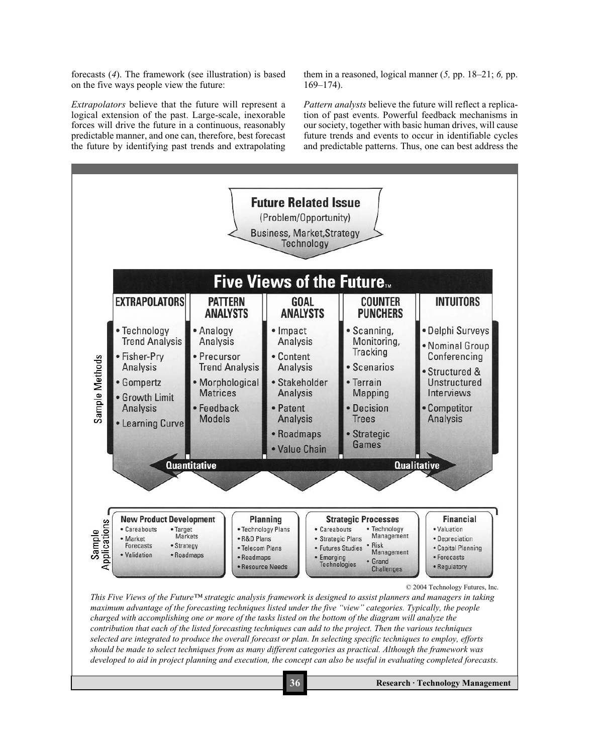forecasts (*4*). The framework (see illustration) is based on the five ways people view the future:

*Extrapolators* believe that the future will represent a logical extension of the past. Large-scale, inexorable forces will drive the future in a continuous, reasonably predictable manner, and one can, therefore, best forecast the future by identifying past trends and extrapolating them in a reasoned, logical manner (*5,* pp. 18–21; *6,* pp. 169–174).

*Pattern analysts* believe the future will reflect a replication of past events. Powerful feedback mechanisms in our society, together with basic human drives, will cause future trends and events to occur in identifiable cycles and predictable patterns. Thus, one can best address the

**Future Related Issue**
(Problem/Opportunity)
Business, Market, Strategy
Technology

**Five Views of the Future™**

Sample Methods:

| EXTRAPOLATORS | PATTERN ANALYSTS | GOAL ANALYSTS | COUNTER PUNCHERS | INTUITORS |
|---|---|---|---|---|
| • Technology Trend Analysis<br>• Fisher-Pry Analysis<br>• Gompertz<br>• Growth Limit Analysis<br>• Learning Curve | • Analogy Analysis<br>• Precursor Trend Analysis<br>• Morphological Matrices<br>• Feedback Models | • Impact Analysis<br>• Content Analysis<br>• Stakeholder Analysis<br>• Patent Analysis<br>• Roadmaps<br>• Value Chain | • Scanning, Monitoring, Tracking<br>• Scenarios<br>• Terrain Mapping<br>• Decision Trees<br>• Strategic Games | • Delphi Surveys<br>• Nominal Group Conferencing<br>• Structured & Unstructured Interviews<br>• Competitor Analysis |

Quantitative ← → Qualitative

Sample Applications:

| New Product Development | Planning | Strategic Processes | Financial |
|---|---|---|---|
| • Careabouts<br>• Market Forecasts<br>• Validation<br>• Target Markets<br>• Strategy<br>• Roadmaps | • Technology Plans<br>• R&D Plans<br>• Telecom Plans<br>• Roadmaps<br>• Resource Needs | • Careabouts<br>• Strategic Plans<br>• Futures Studies<br>• Emerging Technologies<br>• Technology Management<br>• Risk Management<br>• Grand Challenges | • Valuation<br>• Depreciation<br>• Capital Planning<br>• Forecasts<br>• Regulatory |

© 2004 Technology Futures, Inc.

*This Five Views of the Future™ strategic analysis framework is designed to assist planners and managers in taking maximum advantage of the forecasting techniques listed under the five "view" categories. Typically, the people charged with accomplishing one or more of the tasks listed on the bottom of the diagram will analyze the contribution that each of the listed forecasting techniques can add to the project. Then the various techniques selected are integrated to produce the overall forecast or plan. In selecting specific techniques to employ, efforts should be made to select techniques from as many different categories as practical. Although the framework was developed to aid in project planning and execution, the concept can also be useful in evaluating completed forecasts.*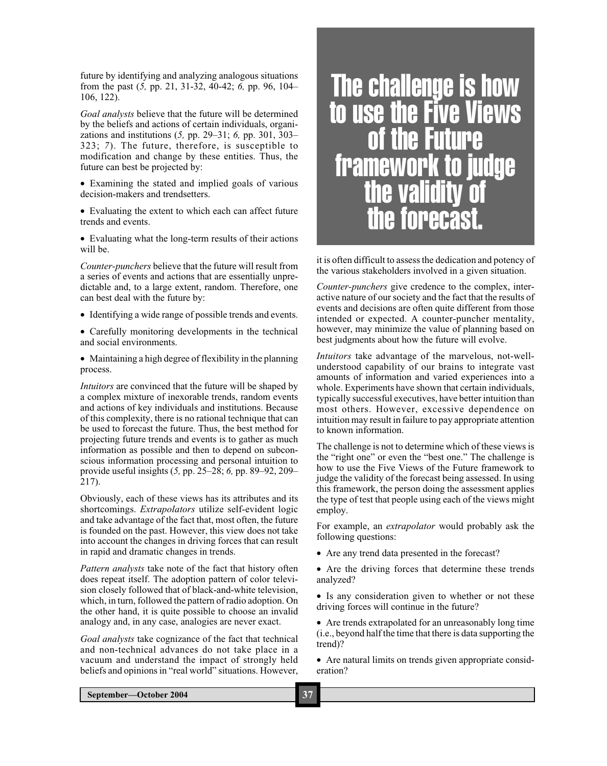future by identifying and analyzing analogous situations from the past (*5,* pp. 21, 31-32, 40-42; *6,* pp. 96, 104–106, 122).

*Goal analysts* believe that the future will be determined by the beliefs and actions of certain individuals, organizations and institutions (*5,* pp. 29–31; *6,* pp. 301, 303–323; *7*). The future, therefore, is susceptible to modification and change by these entities. Thus, the future can best be projected by:

- Examining the stated and implied goals of various decision-makers and trendsetters.
- Evaluating the extent to which each can affect future trends and events.
- Evaluating what the long-term results of their actions will be.

*Counter-punchers* believe that the future will result from a series of events and actions that are essentially unpredictable and, to a large extent, random. Therefore, one can best deal with the future by:

- Identifying a wide range of possible trends and events.
- Carefully monitoring developments in the technical and social environments.
- Maintaining a high degree of flexibility in the planning process.

*Intuitors* are convinced that the future will be shaped by a complex mixture of inexorable trends, random events and actions of key individuals and institutions. Because of this complexity, there is no rational technique that can be used to forecast the future. Thus, the best method for projecting future trends and events is to gather as much information as possible and then to depend on subconscious information processing and personal intuition to provide useful insights (*5,* pp. 25–28; *6,* pp. 89–92, 209–217).

Obviously, each of these views has its attributes and its shortcomings. *Extrapolators* utilize self-evident logic and take advantage of the fact that, most often, the future is founded on the past. However, this view does not take into account the changes in driving forces that can result in rapid and dramatic changes in trends.

*Pattern analysts* take note of the fact that history often does repeat itself. The adoption pattern of color television closely followed that of black-and-white television, which, in turn, followed the pattern of radio adoption. On the other hand, it is quite possible to choose an invalid analogy and, in any case, analogies are never exact.

*Goal analysts* take cognizance of the fact that technical and non-technical advances do not take place in a vacuum and understand the impact of strongly held beliefs and opinions in "real world" situations. However, it is often difficult to assess the dedication and potency of the various stakeholders involved in a given situation.

> **The challenge is how to use the Five Views of the Future framework to judge the validity of the forecast.**

*Counter-punchers* give credence to the complex, interactive nature of our society and the fact that the results of events and decisions are often quite different from those intended or expected. A counter-puncher mentality, however, may minimize the value of planning based on best judgments about how the future will evolve.

*Intuitors* take advantage of the marvelous, not-well-understood capability of our brains to integrate vast amounts of information and varied experiences into a whole. Experiments have shown that certain individuals, typically successful executives, have better intuition than most others. However, excessive dependence on intuition may result in failure to pay appropriate attention to known information.

The challenge is not to determine which of these views is the "right one" or even the "best one." The challenge is how to use the Five Views of the Future framework to judge the validity of the forecast being assessed. In using this framework, the person doing the assessment applies the type of test that people using each of the views might employ.

For example, an *extrapolator* would probably ask the following questions:

- Are any trend data presented in the forecast?
- Are the driving forces that determine these trends analyzed?
- Is any consideration given to whether or not these driving forces will continue in the future?
- Are trends extrapolated for an unreasonably long time (i.e., beyond half the time that there is data supporting the trend)?
- Are natural limits on trends given appropriate consideration?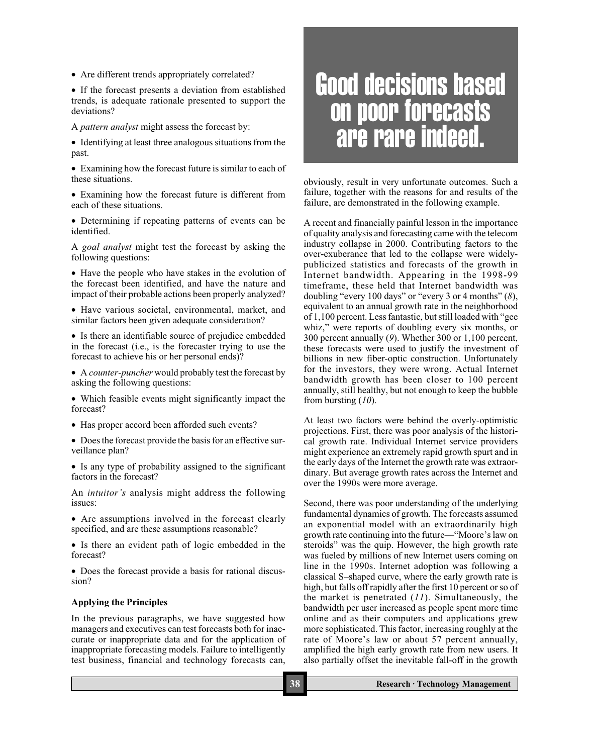- Are different trends appropriately correlated?

- If the forecast presents a deviation from established trends, is adequate rationale presented to support the deviations?

A *pattern analyst* might assess the forecast by:

- Identifying at least three analogous situations from the past.

- Examining how the forecast future is similar to each of these situations.

- Examining how the forecast future is different from each of these situations.

- Determining if repeating patterns of events can be identified.

A *goal analyst* might test the forecast by asking the following questions:

- Have the people who have stakes in the evolution of the forecast been identified, and have the nature and impact of their probable actions been properly analyzed?

- Have various societal, environmental, market, and similar factors been given adequate consideration?

- Is there an identifiable source of prejudice embedded in the forecast (i.e., is the forecaster trying to use the forecast to achieve his or her personal ends)?

- A *counter-puncher* would probably test the forecast by asking the following questions:

- Which feasible events might significantly impact the forecast?

- Has proper accord been afforded such events?

- Does the forecast provide the basis for an effective surveillance plan?

- Is any type of probability assigned to the significant factors in the forecast?

An *intuitor's* analysis might address the following issues:

- Are assumptions involved in the forecast clearly specified, and are these assumptions reasonable?

- Is there an evident path of logic embedded in the forecast?

- Does the forecast provide a basis for rational discussion?

### Applying the Principles

In the previous paragraphs, we have suggested how managers and executives can test forecasts both for inaccurate or inappropriate data and for the application of inappropriate forecasting models. Failure to intelligently test business, financial and technology forecasts can, obviously, result in very unfortunate outcomes. Such a failure, together with the reasons for and results of the failure, are demonstrated in the following example.

> **Good decisions based on poor forecasts are rare indeed.**

A recent and financially painful lesson in the importance of quality analysis and forecasting came with the telecom industry collapse in 2000. Contributing factors to the over-exuberance that led to the collapse were widely-publicized statistics and forecasts of the growth in Internet bandwidth. Appearing in the 1998-99 timeframe, these held that Internet bandwidth was doubling "every 100 days" or "every 3 or 4 months" (*8*), equivalent to an annual growth rate in the neighborhood of 1,100 percent. Less fantastic, but still loaded with "gee whiz," were reports of doubling every six months, or 300 percent annually (*9*). Whether 300 or 1,100 percent, these forecasts were used to justify the investment of billions in new fiber-optic construction. Unfortunately for the investors, they were wrong. Actual Internet bandwidth growth has been closer to 100 percent annually, still healthy, but not enough to keep the bubble from bursting (*10*).

At least two factors were behind the overly-optimistic projections. First, there was poor analysis of the historical growth rate. Individual Internet service providers might experience an extremely rapid growth spurt and in the early days of the Internet the growth rate was extraordinary. But average growth rates across the Internet and over the 1990s were more average.

Second, there was poor understanding of the underlying fundamental dynamics of growth. The forecasts assumed an exponential model with an extraordinarily high growth rate continuing into the future—"Moore's law on steroids" was the quip. However, the high growth rate was fueled by millions of new Internet users coming on line in the 1990s. Internet adoption was following a classical S–shaped curve, where the early growth rate is high, but falls off rapidly after the first 10 percent or so of the market is penetrated (*11*). Simultaneously, the bandwidth per user increased as people spent more time online and as their computers and applications grew more sophisticated. This factor, increasing roughly at the rate of Moore's law or about 57 percent annually, amplified the high early growth rate from new users. It also partially offset the inevitable fall-off in the growth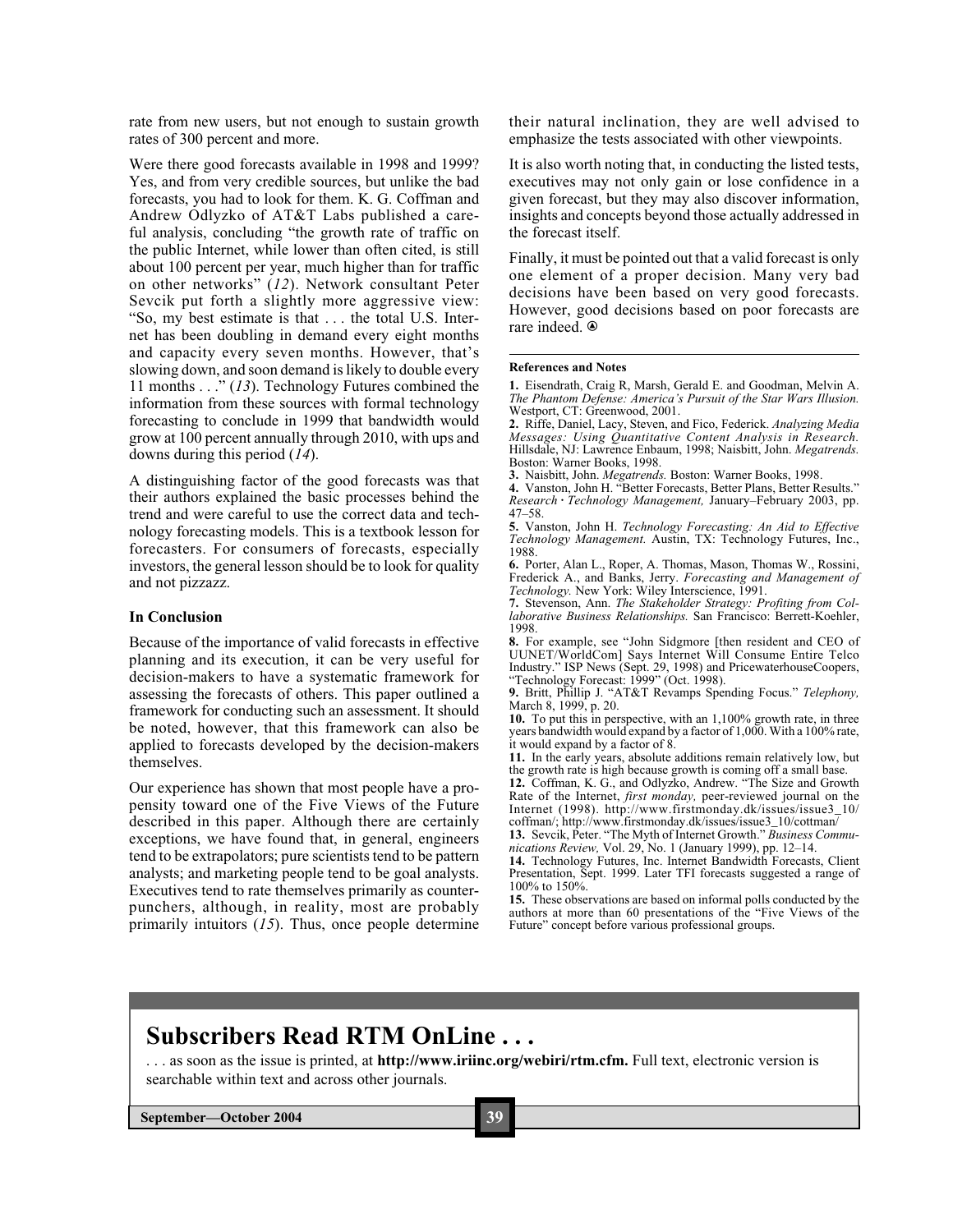rate from new users, but not enough to sustain growth rates of 300 percent and more.

Were there good forecasts available in 1998 and 1999? Yes, and from very credible sources, but unlike the bad forecasts, you had to look for them. K. G. Coffman and Andrew Odlyzko of AT&T Labs published a careful analysis, concluding "the growth rate of traffic on the public Internet, while lower than often cited, is still about 100 percent per year, much higher than for traffic on other networks" (*12*). Network consultant Peter Sevcik put forth a slightly more aggressive view: "So, my best estimate is that . . . the total U.S. Internet has been doubling in demand every eight months and capacity every seven months. However, that's slowing down, and soon demand is likely to double every 11 months . . ." (*13*). Technology Futures combined the information from these sources with formal technology forecasting to conclude in 1999 that bandwidth would grow at 100 percent annually through 2010, with ups and downs during this period (*14*).

A distinguishing factor of the good forecasts was that their authors explained the basic processes behind the trend and were careful to use the correct data and technology forecasting models. This is a textbook lesson for forecasters. For consumers of forecasts, especially investors, the general lesson should be to look for quality and not pizzazz.

### In Conclusion

Because of the importance of valid forecasts in effective planning and its execution, it can be very useful for decision-makers to have a systematic framework for assessing the forecasts of others. This paper outlined a framework for conducting such an assessment. It should be noted, however, that this framework can also be applied to forecasts developed by the decision-makers themselves.

Our experience has shown that most people have a propensity toward one of the Five Views of the Future described in this paper. Although there are certainly exceptions, we have found that, in general, engineers tend to be extrapolators; pure scientists tend to be pattern analysts; and marketing people tend to be goal analysts. Executives tend to rate themselves primarily as counter-punchers, although, in reality, most are probably primarily intuitors (*15*). Thus, once people determine their natural inclination, they are well advised to emphasize the tests associated with other viewpoints.

It is also worth noting that, in conducting the listed tests, executives may not only gain or lose confidence in a given forecast, but they may also discover information, insights and concepts beyond those actually addressed in the forecast itself.

Finally, it must be pointed out that a valid forecast is only one element of a proper decision. Many very bad decisions have been based on very good forecasts. However, good decisions based on poor forecasts are rare indeed. ◉

---

**References and Notes**

**1.** Eisendrath, Craig R, Marsh, Gerald E. and Goodman, Melvin A. *The Phantom Defense: America's Pursuit of the Star Wars Illusion.* Westport, CT: Greenwood, 2001.

**2.** Riffe, Daniel, Lacy, Steven, and Fico, Federick. *Analyzing Media Messages: Using Quantitative Content Analysis in Research.* Hillsdale, NJ: Lawrence Enbaum, 1998; Naisbitt, John. *Megatrends.* Boston: Warner Books, 1998.

**3.** Naisbitt, John. *Megatrends.* Boston: Warner Books, 1998.

**4.** Vanston, John H. "Better Forecasts, Better Plans, Better Results." *Research · Technology Management,* January–February 2003, pp. 47–58.

**5.** Vanston, John H. *Technology Forecasting: An Aid to Effective Technology Management.* Austin, TX: Technology Futures, Inc., 1988.

**6.** Porter, Alan L., Roper, A. Thomas, Mason, Thomas W., Rossini, Frederick A., and Banks, Jerry. *Forecasting and Management of Technology.* New York: Wiley Interscience, 1991.

**7.** Stevenson, Ann. *The Stakeholder Strategy: Profiting from Collaborative Business Relationships.* San Francisco: Berrett-Koehler, 1998.

**8.** For example, see "John Sidgmore [then resident and CEO of UUNET/WorldCom] Says Internet Will Consume Entire Telco Industry." ISP News (Sept. 29, 1998) and PricewaterhouseCoopers, "Technology Forecast: 1999" (Oct. 1998).

**9.** Britt, Phillip J. "AT&T Revamps Spending Focus." *Telephony,* March 8, 1999, p. 20.

**10.** To put this in perspective, with an 1,100% growth rate, in three years bandwidth would expand by a factor of 1,000. With a 100% rate, it would expand by a factor of 8.

**11.** In the early years, absolute additions remain relatively low, but the growth rate is high because growth is coming off a small base.

**12.** Coffman, K. G., and Odlyzko, Andrew. "The Size and Growth Rate of the Internet, *first monday,* peer-reviewed journal on the Internet (1998). http://www.firstmonday.dk/issues/issue3_10/coffman/; http://www.firstmonday.dk/issues/issue3_10/cottman/

**13.** Sevcik, Peter. "The Myth of Internet Growth." *Business Communications Review,* Vol. 29, No. 1 (January 1999), pp. 12–14.

**14.** Technology Futures, Inc. Internet Bandwidth Forecasts, Client Presentation, Sept. 1999. Later TFI forecasts suggested a range of 100% to 150%.

**15.** These observations are based on informal polls conducted by the authors at more than 60 presentations of the "Five Views of the Future" concept before various professional groups.

## Subscribers Read RTM OnLine . . .

. . . as soon as the issue is printed, at **http://www.iriinc.org/webiri/rtm.cfm.** Full text, electronic version is searchable within text and across other journals.